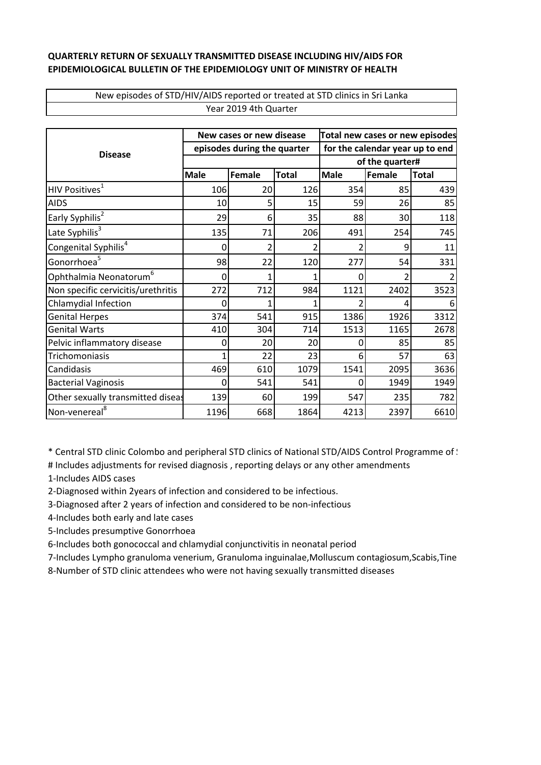**QUARTERLY RETURN OF SEXUALLY TRANSMITTED DISEASE INCLUDING HIV/AIDS FOR EPIDEMIOLOGICAL BULLETIN OF THE EPIDEMIOLOGY UNIT OF MINISTRY OF HEALTH**

New episodes of STD/HIV/AIDS reported or treated at STD clinics in Sri Lanka

Year 2019 4th Quarter

| Disease | New cases or new disease episodes during the quarter | | | Total new cases or new episodes for the calendar year up to end of the quarter# | | |
|---|---|---|---|---|---|---|
| | Male | Female | Total | Male | Female | Total |
| HIV Positives[1] | 106 | 20 | 126 | 354 | 85 | 439 |
| AIDS | 10 | 5 | 15 | 59 | 26 | 85 |
| Early Syphilis[2] | 29 | 6 | 35 | 88 | 30 | 118 |
| Late Syphilis[3] | 135 | 71 | 206 | 491 | 254 | 745 |
| Congenital Syphilis[4] | 0 | 2 | 2 | 2 | 9 | 11 |
| Gonorrhoea[5] | 98 | 22 | 120 | 277 | 54 | 331 |
| Ophthalmia Neonatorum[6] | 0 | 1 | 1 | 0 | 2 | 2 |
| Non specific cervicitis/urethritis | 272 | 712 | 984 | 1121 | 2402 | 3523 |
| Chlamydial Infection | 0 | 1 | 1 | 2 | 4 | 6 |
| Genital Herpes | 374 | 541 | 915 | 1386 | 1926 | 3312 |
| Genital Warts | 410 | 304 | 714 | 1513 | 1165 | 2678 |
| Pelvic inflammatory disease | 0 | 20 | 20 | 0 | 85 | 85 |
| Trichomoniasis | 1 | 22 | 23 | 6 | 57 | 63 |
| Candidasis | 469 | 610 | 1079 | 1541 | 2095 | 3636 |
| Bacterial Vaginosis | 0 | 541 | 541 | 0 | 1949 | 1949 |
| Other sexually transmitted diseas | 139 | 60 | 199 | 547 | 235 | 782 |
| Non-venereal[8] | 1196 | 668 | 1864 | 4213 | 2397 | 6610 |

* Central STD clinic Colombo and peripheral STD clinics of National STD/AIDS Control Programme of S

# Includes adjustments for revised diagnosis , reporting delays or any other amendments

1-Includes AIDS cases

2-Diagnosed within 2years of infection and considered to be infectious.

3-Diagnosed after 2 years of infection and considered to be non-infectious

4-Includes both early and late cases

5-Includes presumptive Gonorrhoea

6-Includes both gonococcal and chlamydial conjunctivitis in neonatal period

7-Includes Lympho granuloma venerium, Granuloma inguinalae,Molluscum contagiosum,Scabis,Tine

8-Number of STD clinic attendees who were not having sexually transmitted diseases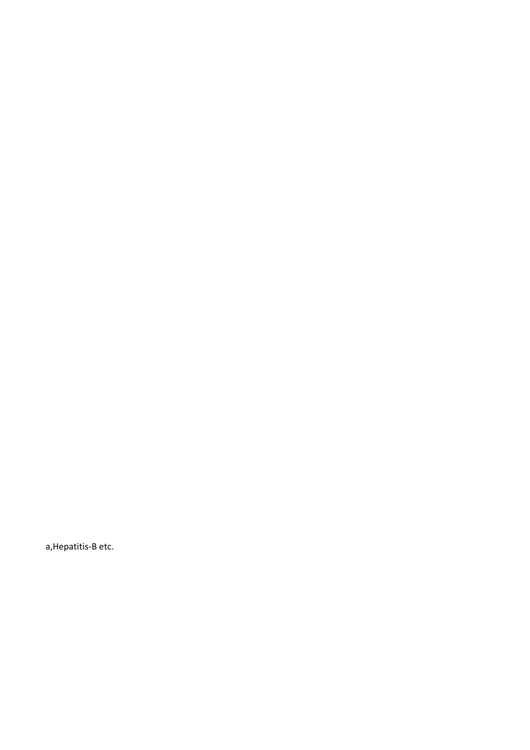a,Hepatitis-B etc.